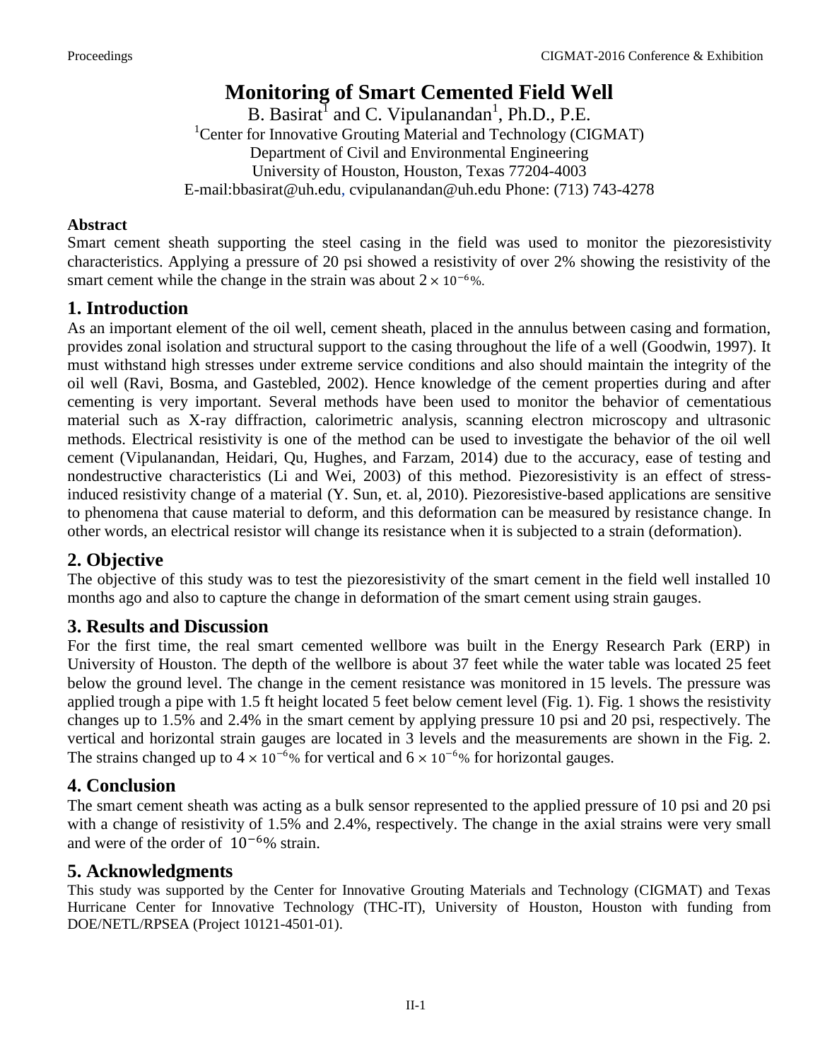# Monitoring of Smart Cemented Field Well

B. Basirat[1] and C. Vipulanandan[1], Ph.D., P.E.

[1]Center for Innovative Grouting Material and Technology (CIGMAT)
Department of Civil and Environmental Engineering
University of Houston, Houston, Texas 77204-4003
E-mail:bbasirat@uh.edu, cvipulanandan@uh.edu Phone: (713) 743-4278

**Abstract**

Smart cement sheath supporting the steel casing in the field was used to monitor the piezoresistivity characteristics. Applying a pressure of 20 psi showed a resistivity of over 2% showing the resistivity of the smart cement while the change in the strain was about $2 \times 10^{-6}$%.

## 1. Introduction

As an important element of the oil well, cement sheath, placed in the annulus between casing and formation, provides zonal isolation and structural support to the casing throughout the life of a well (Goodwin, 1997). It must withstand high stresses under extreme service conditions and also should maintain the integrity of the oil well (Ravi, Bosma, and Gastebled, 2002). Hence knowledge of the cement properties during and after cementing is very important. Several methods have been used to monitor the behavior of cementatious material such as X-ray diffraction, calorimetric analysis, scanning electron microscopy and ultrasonic methods. Electrical resistivity is one of the method can be used to investigate the behavior of the oil well cement (Vipulanandan, Heidari, Qu, Hughes, and Farzam, 2014) due to the accuracy, ease of testing and nondestructive characteristics (Li and Wei, 2003) of this method. Piezoresistivity is an effect of stress-induced resistivity change of a material (Y. Sun, et. al, 2010). Piezoresistive-based applications are sensitive to phenomena that cause material to deform, and this deformation can be measured by resistance change. In other words, an electrical resistor will change its resistance when it is subjected to a strain (deformation).

## 2. Objective

The objective of this study was to test the piezoresistivity of the smart cement in the field well installed 10 months ago and also to capture the change in deformation of the smart cement using strain gauges.

## 3. Results and Discussion

For the first time, the real smart cemented wellbore was built in the Energy Research Park (ERP) in University of Houston. The depth of the wellbore is about 37 feet while the water table was located 25 feet below the ground level. The change in the cement resistance was monitored in 15 levels. The pressure was applied trough a pipe with 1.5 ft height located 5 feet below cement level (Fig. 1). Fig. 1 shows the resistivity changes up to 1.5% and 2.4% in the smart cement by applying pressure 10 psi and 20 psi, respectively. The vertical and horizontal strain gauges are located in 3 levels and the measurements are shown in the Fig. 2. The strains changed up to $4 \times 10^{-6}$% for vertical and $6 \times 10^{-6}$% for horizontal gauges.

## 4. Conclusion

The smart cement sheath was acting as a bulk sensor represented to the applied pressure of 10 psi and 20 psi with a change of resistivity of 1.5% and 2.4%, respectively. The change in the axial strains were very small and were of the order of $10^{-6}$% strain.

## 5. Acknowledgments

This study was supported by the Center for Innovative Grouting Materials and Technology (CIGMAT) and Texas Hurricane Center for Innovative Technology (THC-IT), University of Houston, Houston with funding from DOE/NETL/RPSEA (Project 10121-4501-01).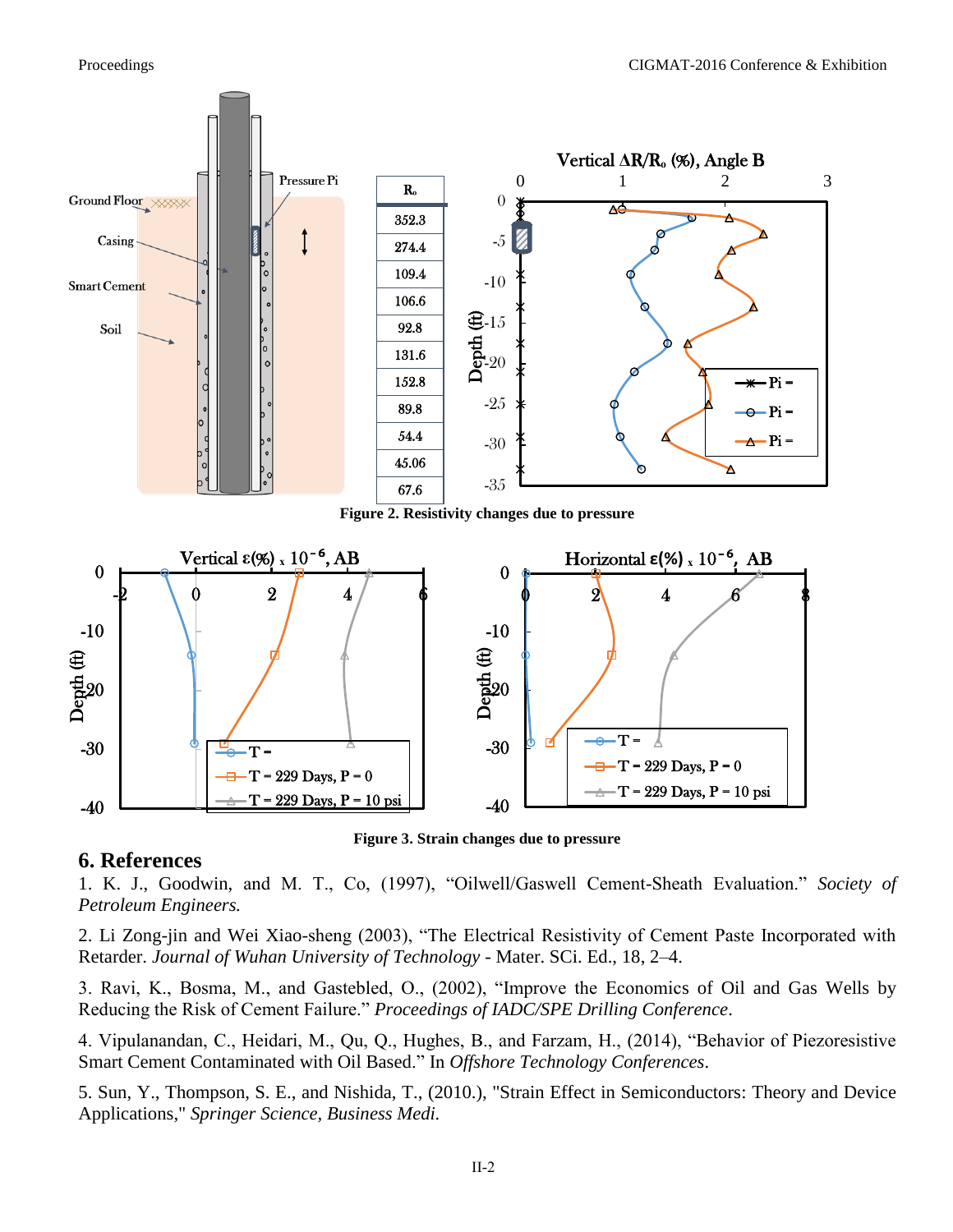Ground Floor

Casing

Smart Cement

Soil

Pressure Pi

| $R_o$ |
|---|
| 352.3 |
| 274.4 |
| 109.4 |
| 106.6 |
| 92.8 |
| 131.6 |
| 152.8 |
| 89.8 |
| 54.4 |
| 45.06 |
| 67.6 |

Vertical $\Delta R/R_o$ (%), Angle B

0 1 2 3

Depth (ft)

0 -5 -10 -15 -20 -25 -30 -35

Pi =

Pi =

Pi =

**Figure 2. Resistivity changes due to pressure**

Vertical ε(%) x $10^{-6}$, AB

-2 0 2 4 6

Depth (ft)

0 -10 -20 -30 -40

T =

T = 229 Days, P = 0

T = 229 Days, P = 10 psi

Horizontal ε(%) x $10^{-6}$, AB

0 2 4 6 8

Depth (ft)

0 -10 -20 -30 -40

T =

T = 229 Days, P = 0

T = 229 Days, P = 10 psi

**Figure 3. Strain changes due to pressure**

## 6. References

1. K. J., Goodwin, and M. T., Co, (1997), "Oilwell/Gaswell Cement-Sheath Evaluation." *Society of Petroleum Engineers.*

2. Li Zong-jin and Wei Xiao-sheng (2003), "The Electrical Resistivity of Cement Paste Incorporated with Retarder. *Journal of Wuhan University of Technology* - Mater. SCi. Ed., 18, 2–4.

3. Ravi, K., Bosma, M., and Gastebled, O., (2002), "Improve the Economics of Oil and Gas Wells by Reducing the Risk of Cement Failure." *Proceedings of IADC/SPE Drilling Conference*.

4. Vipulanandan, C., Heidari, M., Qu, Q., Hughes, B., and Farzam, H., (2014), "Behavior of Piezoresistive Smart Cement Contaminated with Oil Based." In *Offshore Technology Conferences*.

5. Sun, Y., Thompson, S. E., and Nishida, T., (2010.), "Strain Effect in Semiconductors: Theory and Device Applications," *Springer Science, Business Medi.*